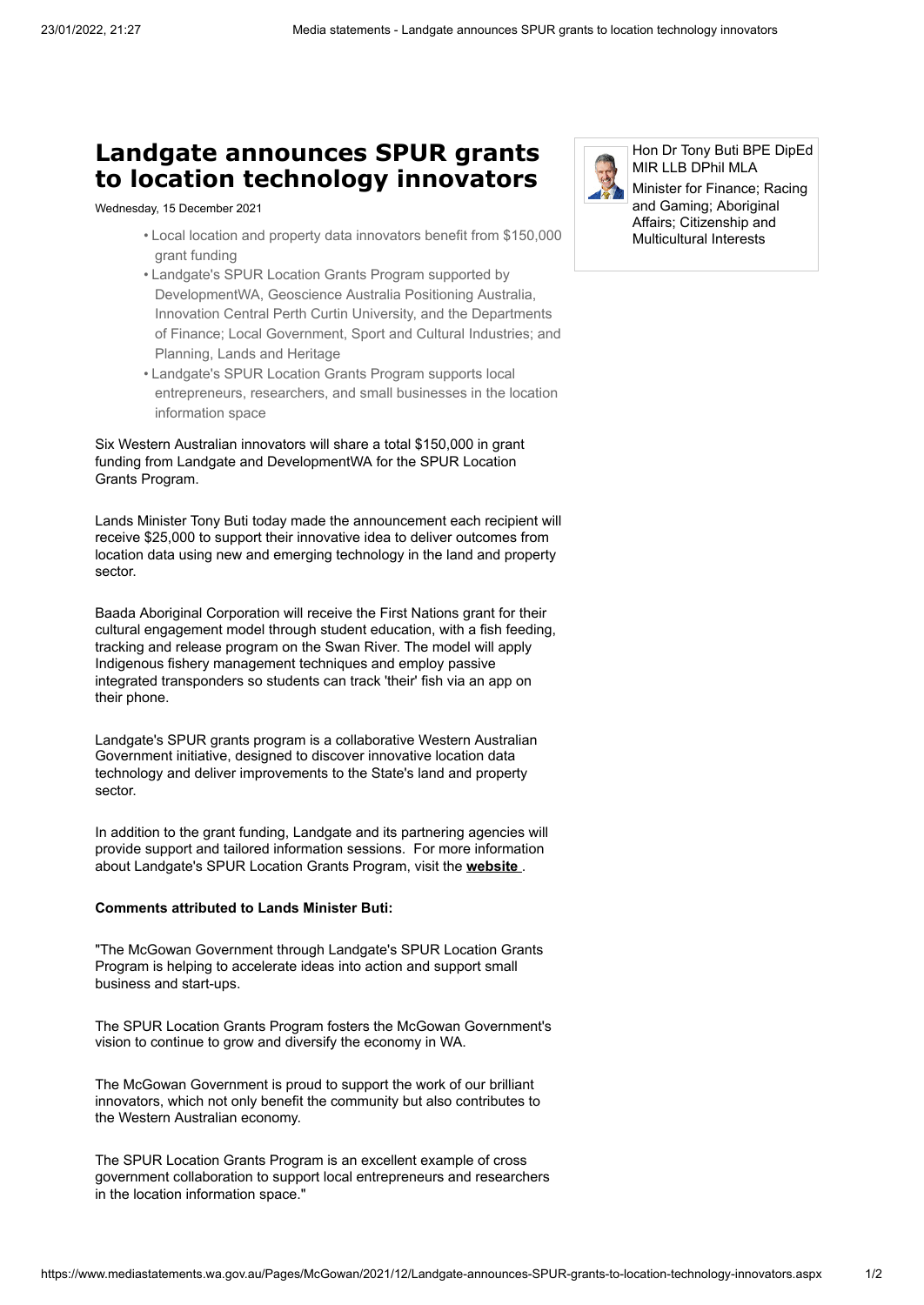# Landgate announces SPUR grants to location technology innovators

Wednesday, 15 December 2021

Hon Dr Tony Buti BPE DipEd MIR LLB DPhil MLA
Minister for Finance; Racing and Gaming; Aboriginal Affairs; Citizenship and Multicultural Interests

- Local location and property data innovators benefit from $150,000 grant funding
- Landgate's SPUR Location Grants Program supported by DevelopmentWA, Geoscience Australia Positioning Australia, Innovation Central Perth Curtin University, and the Departments of Finance; Local Government, Sport and Cultural Industries; and Planning, Lands and Heritage
- Landgate's SPUR Location Grants Program supports local entrepreneurs, researchers, and small businesses in the location information space

Six Western Australian innovators will share a total $150,000 in grant funding from Landgate and DevelopmentWA for the SPUR Location Grants Program.

Lands Minister Tony Buti today made the announcement each recipient will receive $25,000 to support their innovative idea to deliver outcomes from location data using new and emerging technology in the land and property sector.

Baada Aboriginal Corporation will receive the First Nations grant for their cultural engagement model through student education, with a fish feeding, tracking and release program on the Swan River. The model will apply Indigenous fishery management techniques and employ passive integrated transponders so students can track 'their' fish via an app on their phone.

Landgate's SPUR grants program is a collaborative Western Australian Government initiative, designed to discover innovative location data technology and deliver improvements to the State's land and property sector.

In addition to the grant funding, Landgate and its partnering agencies will provide support and tailored information sessions. For more information about Landgate's SPUR Location Grants Program, visit the **website** .

**Comments attributed to Lands Minister Buti:**

"The McGowan Government through Landgate's SPUR Location Grants Program is helping to accelerate ideas into action and support small business and start-ups.

The SPUR Location Grants Program fosters the McGowan Government's vision to continue to grow and diversify the economy in WA.

The McGowan Government is proud to support the work of our brilliant innovators, which not only benefit the community but also contributes to the Western Australian economy.

The SPUR Location Grants Program is an excellent example of cross government collaboration to support local entrepreneurs and researchers in the location information space."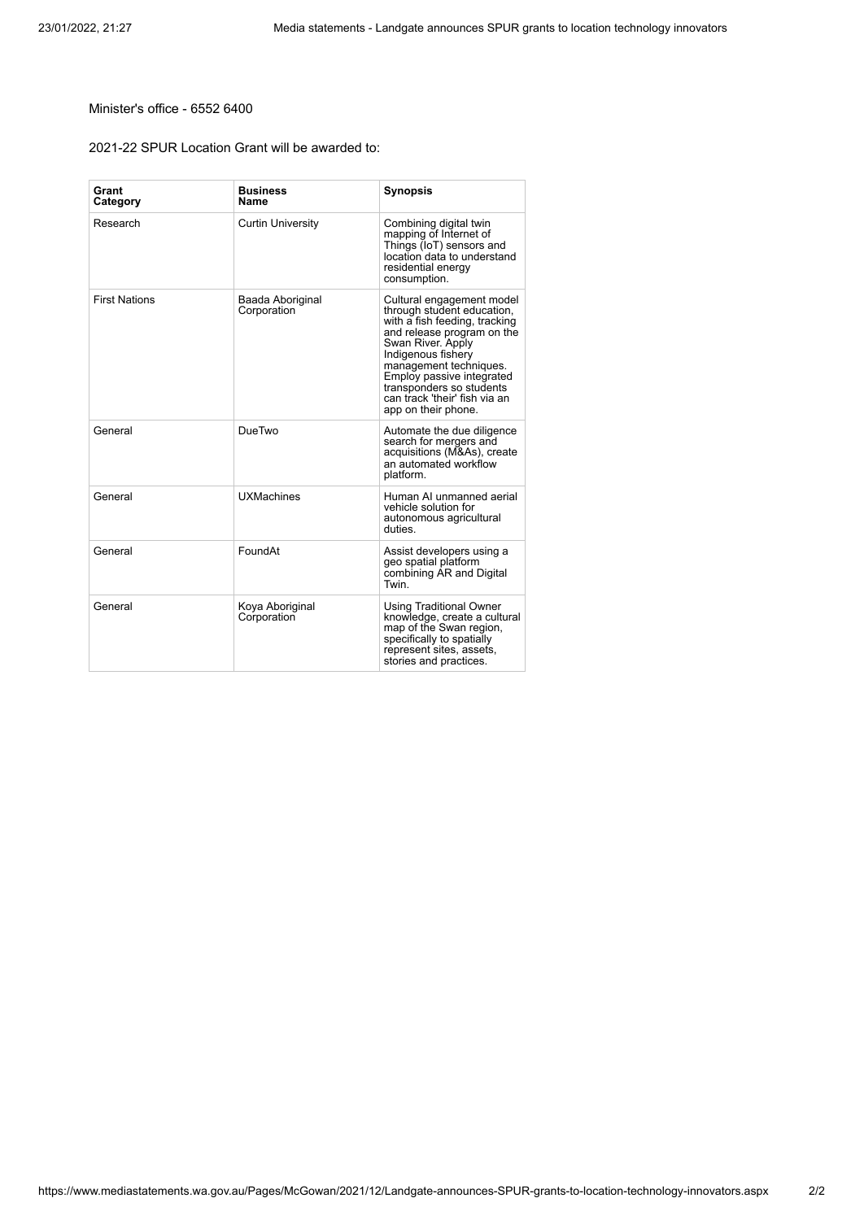Minister's office - 6552 6400

2021-22 SPUR Location Grant will be awarded to:

| Grant Category | Business Name | Synopsis |
| --- | --- | --- |
| Research | Curtin University | Combining digital twin mapping of Internet of Things (IoT) sensors and location data to understand residential energy consumption. |
| First Nations | Baada Aboriginal Corporation | Cultural engagement model through student education, with a fish feeding, tracking and release program on the Swan River. Apply Indigenous fishery management techniques. Employ passive integrated transponders so students can track 'their' fish via an app on their phone. |
| General | DueTwo | Automate the due diligence search for mergers and acquisitions (M&As), create an automated workflow platform. |
| General | UXMachines | Human AI unmanned aerial vehicle solution for autonomous agricultural duties. |
| General | FoundAt | Assist developers using a geo spatial platform combining AR and Digital Twin. |
| General | Koya Aboriginal Corporation | Using Traditional Owner knowledge, create a cultural map of the Swan region, specifically to spatially represent sites, assets, stories and practices. |